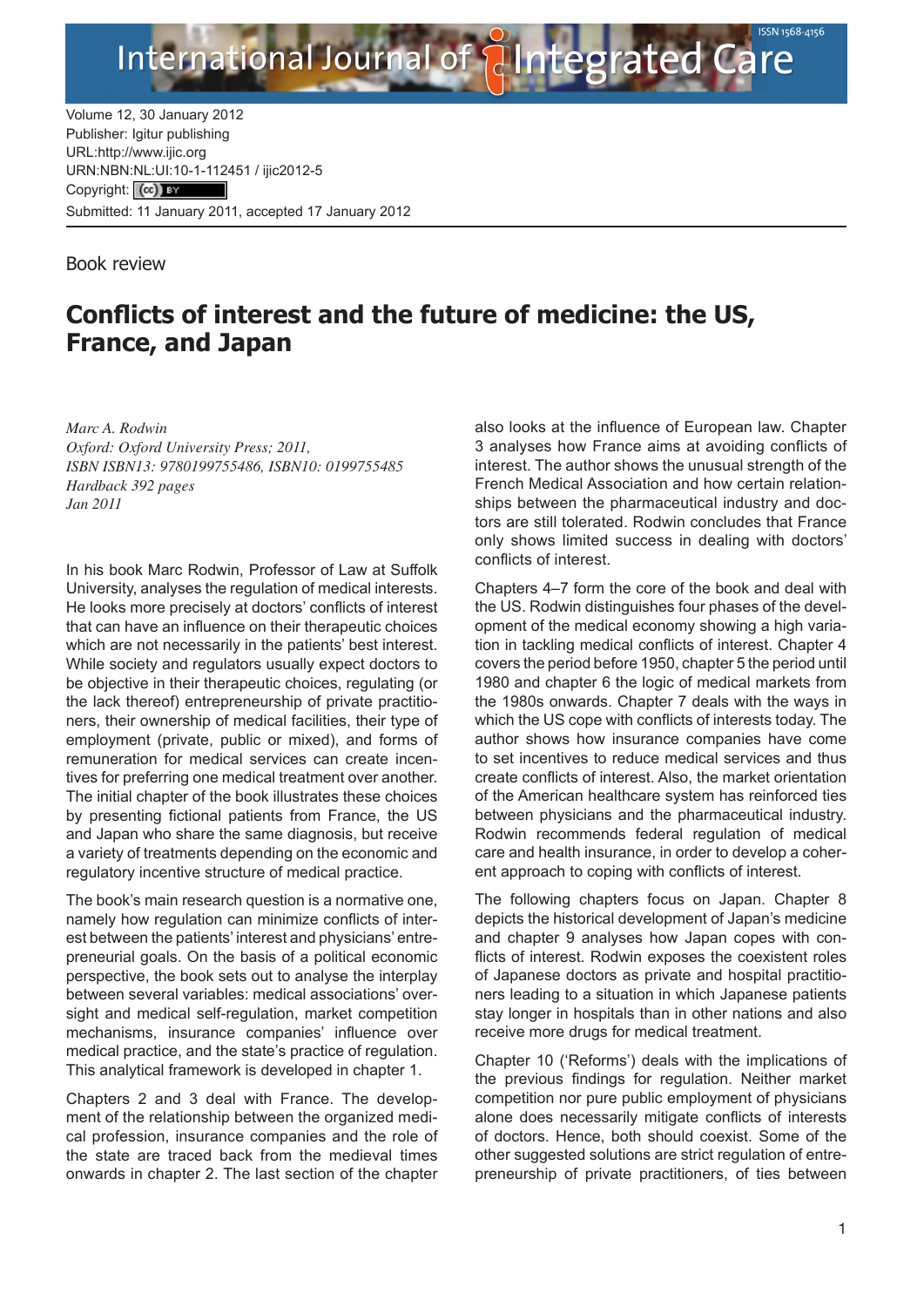Volume 12, 30 January 2012
Publisher: Igitur publishing
URL:http://www.ijic.org
URN:NBN:NL:UI:10-1-112451 / ijic2012-5
Copyright: (cc) BY
Submitted: 11 January 2011, accepted 17 January 2012

Book review

# Conflicts of interest and the future of medicine: the US, France, and Japan

*Marc A. Rodwin*
*Oxford: Oxford University Press; 2011,*
*ISBN ISBN13: 9780199755486, ISBN10: 0199755485*
*Hardback 392 pages*
*Jan 2011*

In his book Marc Rodwin, Professor of Law at Suffolk University, analyses the regulation of medical interests. He looks more precisely at doctors' conflicts of interest that can have an influence on their therapeutic choices which are not necessarily in the patients' best interest. While society and regulators usually expect doctors to be objective in their therapeutic choices, regulating (or the lack thereof) entrepreneurship of private practitioners, their ownership of medical facilities, their type of employment (private, public or mixed), and forms of remuneration for medical services can create incentives for preferring one medical treatment over another. The initial chapter of the book illustrates these choices by presenting fictional patients from France, the US and Japan who share the same diagnosis, but receive a variety of treatments depending on the economic and regulatory incentive structure of medical practice.

The book's main research question is a normative one, namely how regulation can minimize conflicts of interest between the patients' interest and physicians' entrepreneurial goals. On the basis of a political economic perspective, the book sets out to analyse the interplay between several variables: medical associations' oversight and medical self-regulation, market competition mechanisms, insurance companies' influence over medical practice, and the state's practice of regulation. This analytical framework is developed in chapter 1.

Chapters 2 and 3 deal with France. The development of the relationship between the organized medical profession, insurance companies and the role of the state are traced back from the medieval times onwards in chapter 2. The last section of the chapter also looks at the influence of European law. Chapter 3 analyses how France aims at avoiding conflicts of interest. The author shows the unusual strength of the French Medical Association and how certain relationships between the pharmaceutical industry and doctors are still tolerated. Rodwin concludes that France only shows limited success in dealing with doctors' conflicts of interest.

Chapters 4–7 form the core of the book and deal with the US. Rodwin distinguishes four phases of the development of the medical economy showing a high variation in tackling medical conflicts of interest. Chapter 4 covers the period before 1950, chapter 5 the period until 1980 and chapter 6 the logic of medical markets from the 1980s onwards. Chapter 7 deals with the ways in which the US cope with conflicts of interests today. The author shows how insurance companies have come to set incentives to reduce medical services and thus create conflicts of interest. Also, the market orientation of the American healthcare system has reinforced ties between physicians and the pharmaceutical industry. Rodwin recommends federal regulation of medical care and health insurance, in order to develop a coherent approach to coping with conflicts of interest.

The following chapters focus on Japan. Chapter 8 depicts the historical development of Japan's medicine and chapter 9 analyses how Japan copes with conflicts of interest. Rodwin exposes the coexistent roles of Japanese doctors as private and hospital practitioners leading to a situation in which Japanese patients stay longer in hospitals than in other nations and also receive more drugs for medical treatment.

Chapter 10 ('Reforms') deals with the implications of the previous findings for regulation. Neither market competition nor pure public employment of physicians alone does necessarily mitigate conflicts of interests of doctors. Hence, both should coexist. Some of the other suggested solutions are strict regulation of entrepreneurship of private practitioners, of ties between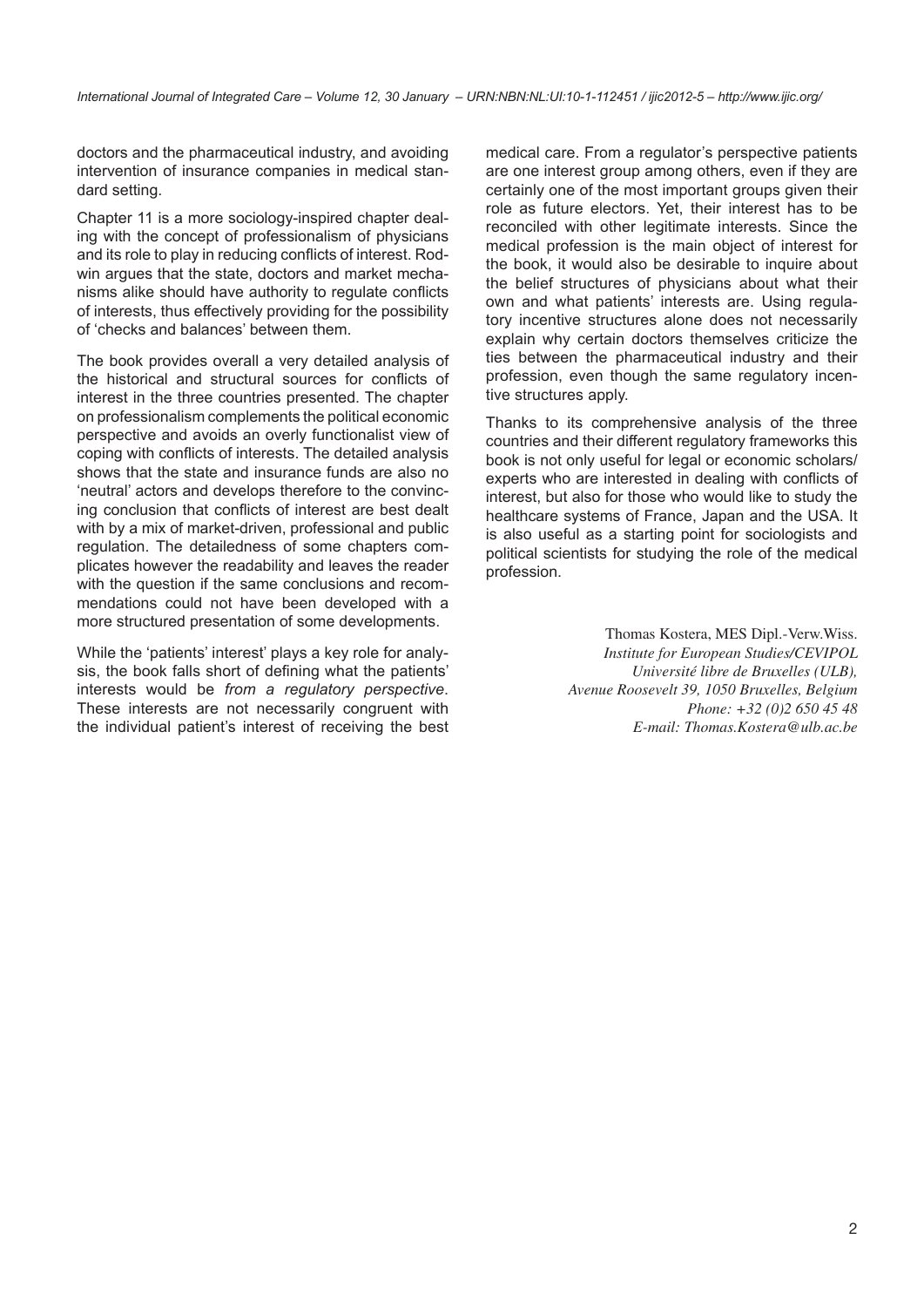doctors and the pharmaceutical industry, and avoiding intervention of insurance companies in medical standard setting.

Chapter 11 is a more sociology-inspired chapter dealing with the concept of professionalism of physicians and its role to play in reducing conflicts of interest. Rodwin argues that the state, doctors and market mechanisms alike should have authority to regulate conflicts of interests, thus effectively providing for the possibility of 'checks and balances' between them.

The book provides overall a very detailed analysis of the historical and structural sources for conflicts of interest in the three countries presented. The chapter on professionalism complements the political economic perspective and avoids an overly functionalist view of coping with conflicts of interests. The detailed analysis shows that the state and insurance funds are also no 'neutral' actors and develops therefore to the convincing conclusion that conflicts of interest are best dealt with by a mix of market-driven, professional and public regulation. The detailedness of some chapters complicates however the readability and leaves the reader with the question if the same conclusions and recommendations could not have been developed with a more structured presentation of some developments.

While the 'patients' interest' plays a key role for analysis, the book falls short of defining what the patients' interests would be *from a regulatory perspective*. These interests are not necessarily congruent with the individual patient's interest of receiving the best medical care. From a regulator's perspective patients are one interest group among others, even if they are certainly one of the most important groups given their role as future electors. Yet, their interest has to be reconciled with other legitimate interests. Since the medical profession is the main object of interest for the book, it would also be desirable to inquire about the belief structures of physicians about what their own and what patients' interests are. Using regulatory incentive structures alone does not necessarily explain why certain doctors themselves criticize the ties between the pharmaceutical industry and their profession, even though the same regulatory incentive structures apply.

Thanks to its comprehensive analysis of the three countries and their different regulatory frameworks this book is not only useful for legal or economic scholars/experts who are interested in dealing with conflicts of interest, but also for those who would like to study the healthcare systems of France, Japan and the USA. It is also useful as a starting point for sociologists and political scientists for studying the role of the medical profession.

Thomas Kostera, MES Dipl.-Verw.Wiss.
*Institute for European Studies/CEVIPOL*
*Université libre de Bruxelles (ULB),*
*Avenue Roosevelt 39, 1050 Bruxelles, Belgium*
*Phone: +32 (0)2 650 45 48*
*E-mail: Thomas.Kostera@ulb.ac.be*